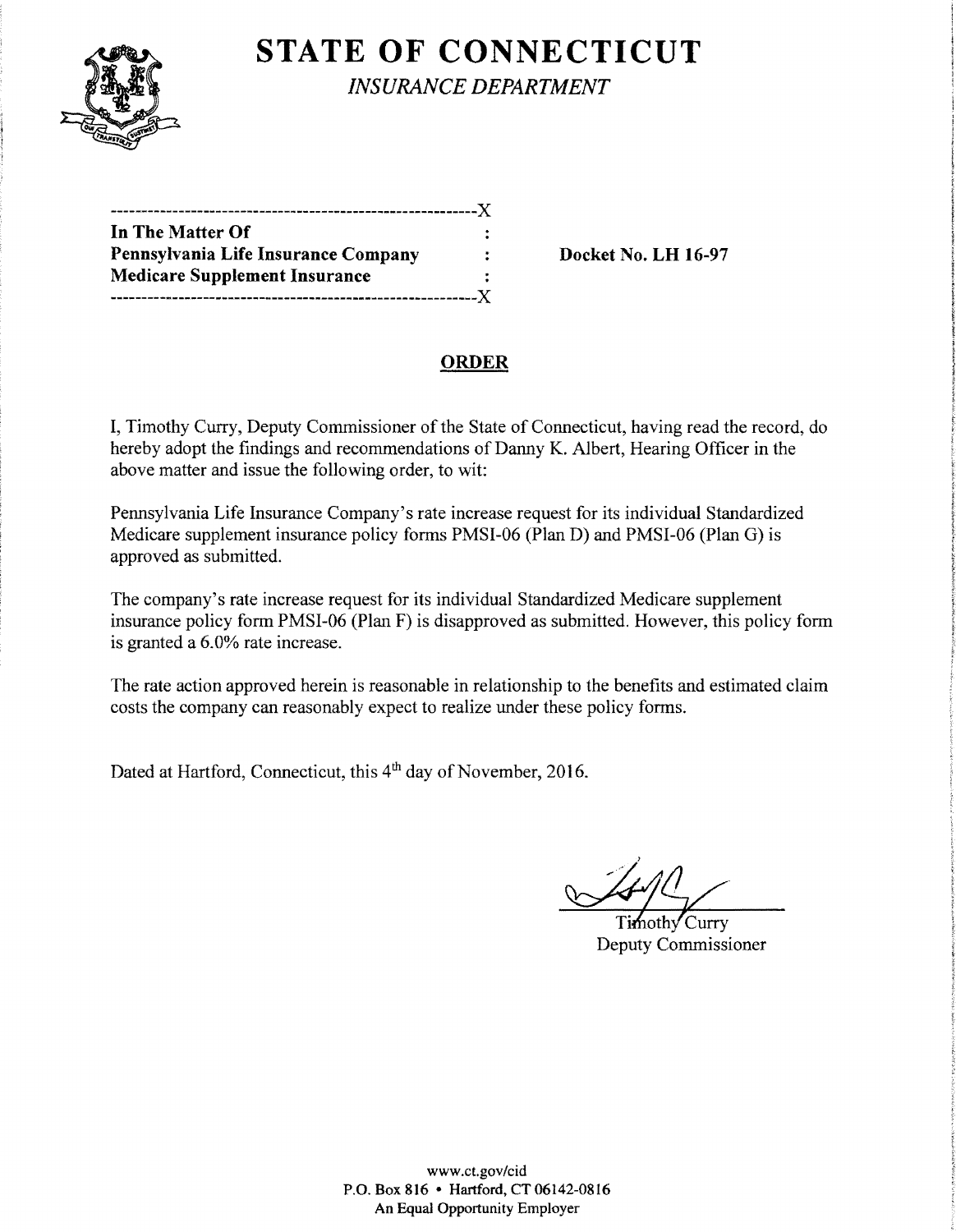# STATE OF CONNECTICUT

*INSURANCE DEPARTMENT*

---

**In The Matter Of**
**Pennsylvania Life Insurance Company**
**Medicare Supplement Insurance**

**Docket No. LH 16-97**

---

## ORDER

I, Timothy Curry, Deputy Commissioner of the State of Connecticut, having read the record, do hereby adopt the findings and recommendations of Danny K. Albert, Hearing Officer in the above matter and issue the following order, to wit:

Pennsylvania Life Insurance Company's rate increase request for its individual Standardized Medicare supplement insurance policy forms PMSI-06 (Plan D) and PMSI-06 (Plan G) is approved as submitted.

The company's rate increase request for its individual Standardized Medicare supplement insurance policy form PMSI-06 (Plan F) is disapproved as submitted. However, this policy form is granted a 6.0% rate increase.

The rate action approved herein is reasonable in relationship to the benefits and estimated claim costs the company can reasonably expect to realize under these policy forms.

Dated at Hartford, Connecticut, this 4th day of November, 2016.

Timothy Curry
Deputy Commissioner

www.ct.gov/cid
P.O. Box 816 • Hartford, CT 06142-0816
An Equal Opportunity Employer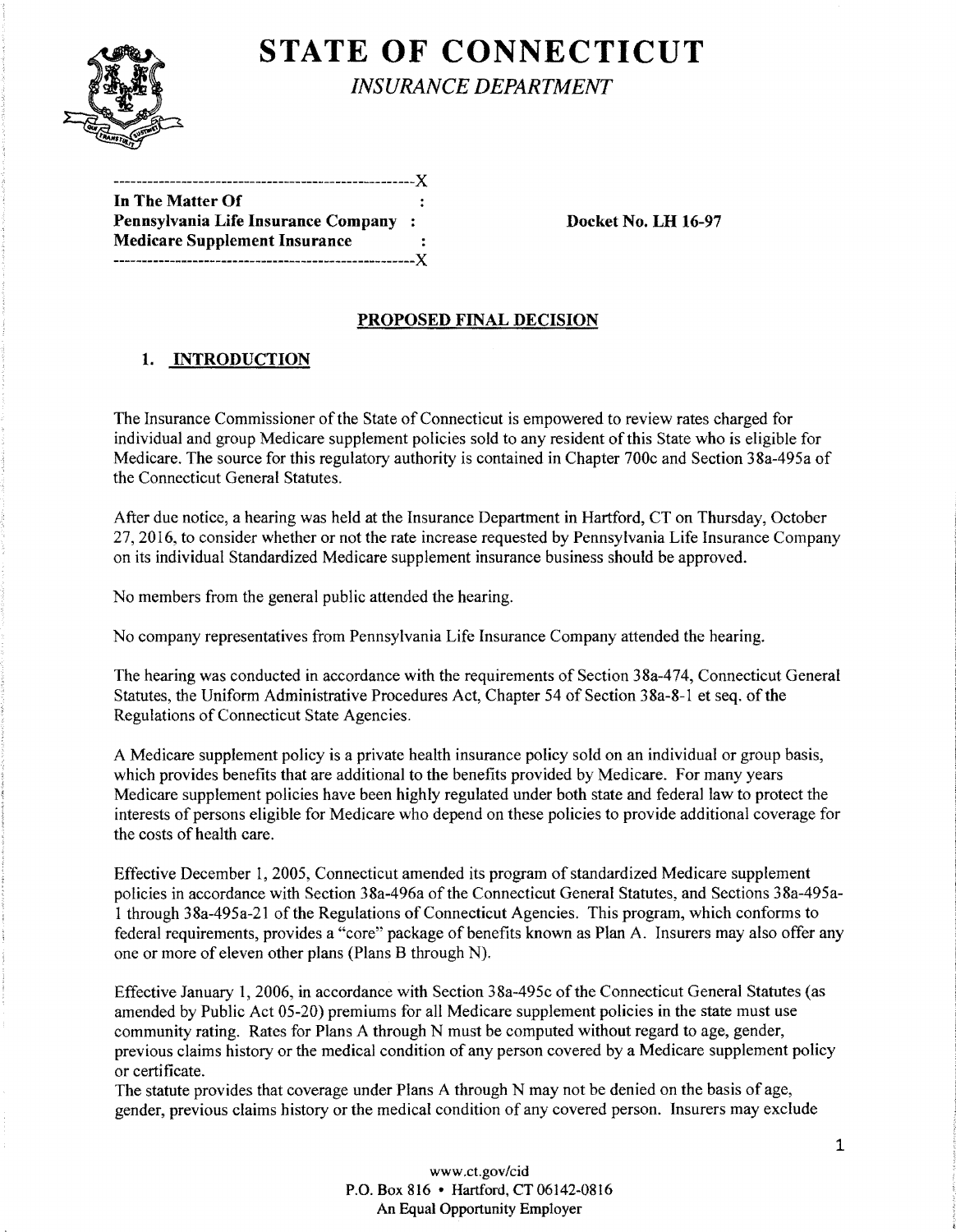# STATE OF CONNECTICUT

*INSURANCE DEPARTMENT*

```
----------------------------------------------------X
In The Matter Of                                    :
Pennsylvania Life Insurance Company                 :
Medicare Supplement Insurance                       :
----------------------------------------------------X
```

**In The Matter Of**
**Pennsylvania Life Insurance Company**
**Medicare Supplement Insurance**

**Docket No. LH 16-97**

## PROPOSED FINAL DECISION

### 1. INTRODUCTION

The Insurance Commissioner of the State of Connecticut is empowered to review rates charged for individual and group Medicare supplement policies sold to any resident of this State who is eligible for Medicare. The source for this regulatory authority is contained in Chapter 700c and Section 38a-495a of the Connecticut General Statutes.

After due notice, a hearing was held at the Insurance Department in Hartford, CT on Thursday, October 27, 2016, to consider whether or not the rate increase requested by Pennsylvania Life Insurance Company on its individual Standardized Medicare supplement insurance business should be approved.

No members from the general public attended the hearing.

No company representatives from Pennsylvania Life Insurance Company attended the hearing.

The hearing was conducted in accordance with the requirements of Section 38a-474, Connecticut General Statutes, the Uniform Administrative Procedures Act, Chapter 54 of Section 38a-8-1 et seq. of the Regulations of Connecticut State Agencies.

A Medicare supplement policy is a private health insurance policy sold on an individual or group basis, which provides benefits that are additional to the benefits provided by Medicare. For many years Medicare supplement policies have been highly regulated under both state and federal law to protect the interests of persons eligible for Medicare who depend on these policies to provide additional coverage for the costs of health care.

Effective December 1, 2005, Connecticut amended its program of standardized Medicare supplement policies in accordance with Section 38a-496a of the Connecticut General Statutes, and Sections 38a-495a-1 through 38a-495a-21 of the Regulations of Connecticut Agencies. This program, which conforms to federal requirements, provides a "core" package of benefits known as Plan A. Insurers may also offer any one or more of eleven other plans (Plans B through N).

Effective January 1, 2006, in accordance with Section 38a-495c of the Connecticut General Statutes (as amended by Public Act 05-20) premiums for all Medicare supplement policies in the state must use community rating. Rates for Plans A through N must be computed without regard to age, gender, previous claims history or the medical condition of any person covered by a Medicare supplement policy or certificate.

The statute provides that coverage under Plans A through N may not be denied on the basis of age, gender, previous claims history or the medical condition of any covered person. Insurers may exclude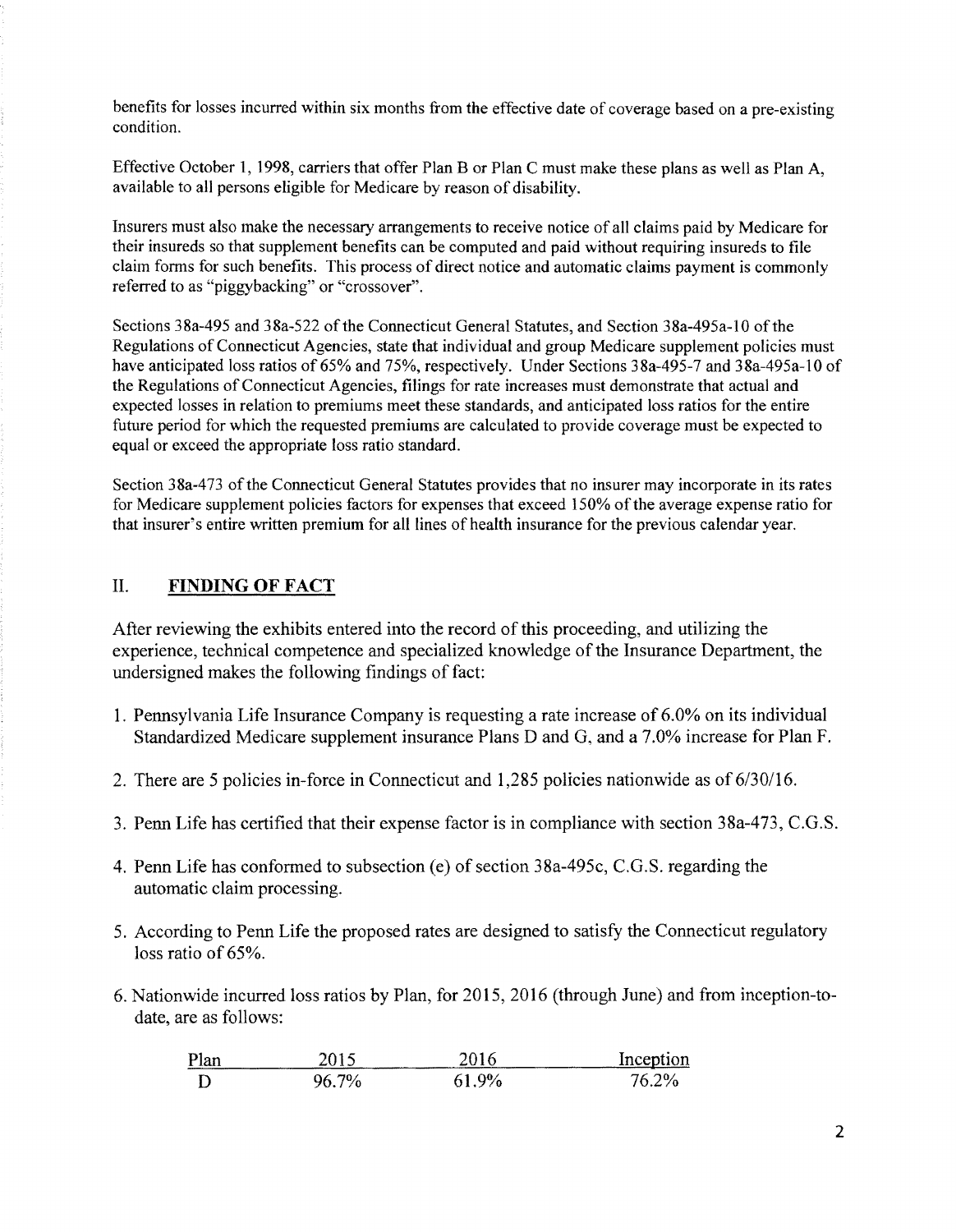benefits for losses incurred within six months from the effective date of coverage based on a pre-existing condition.

Effective October 1, 1998, carriers that offer Plan B or Plan C must make these plans as well as Plan A, available to all persons eligible for Medicare by reason of disability.

Insurers must also make the necessary arrangements to receive notice of all claims paid by Medicare for their insureds so that supplement benefits can be computed and paid without requiring insureds to file claim forms for such benefits. This process of direct notice and automatic claims payment is commonly referred to as "piggybacking" or "crossover".

Sections 38a-495 and 38a-522 of the Connecticut General Statutes, and Section 38a-495a-10 of the Regulations of Connecticut Agencies, state that individual and group Medicare supplement policies must have anticipated loss ratios of 65% and 75%, respectively. Under Sections 38a-495-7 and 38a-495a-10 of the Regulations of Connecticut Agencies, filings for rate increases must demonstrate that actual and expected losses in relation to premiums meet these standards, and anticipated loss ratios for the entire future period for which the requested premiums are calculated to provide coverage must be expected to equal or exceed the appropriate loss ratio standard.

Section 38a-473 of the Connecticut General Statutes provides that no insurer may incorporate in its rates for Medicare supplement policies factors for expenses that exceed 150% of the average expense ratio for that insurer's entire written premium for all lines of health insurance for the previous calendar year.

## II. FINDING OF FACT

After reviewing the exhibits entered into the record of this proceeding, and utilizing the experience, technical competence and specialized knowledge of the Insurance Department, the undersigned makes the following findings of fact:

1. Pennsylvania Life Insurance Company is requesting a rate increase of 6.0% on its individual Standardized Medicare supplement insurance Plans D and G, and a 7.0% increase for Plan F.

2. There are 5 policies in-force in Connecticut and 1,285 policies nationwide as of 6/30/16.

3. Penn Life has certified that their expense factor is in compliance with section 38a-473, C.G.S.

4. Penn Life has conformed to subsection (e) of section 38a-495c, C.G.S. regarding the automatic claim processing.

5. According to Penn Life the proposed rates are designed to satisfy the Connecticut regulatory loss ratio of 65%.

6. Nationwide incurred loss ratios by Plan, for 2015, 2016 (through June) and from inception-to-date, are as follows:

| Plan | 2015 | 2016 | Inception |
|---|---|---|---|
| D | 96.7% | 61.9% | 76.2% |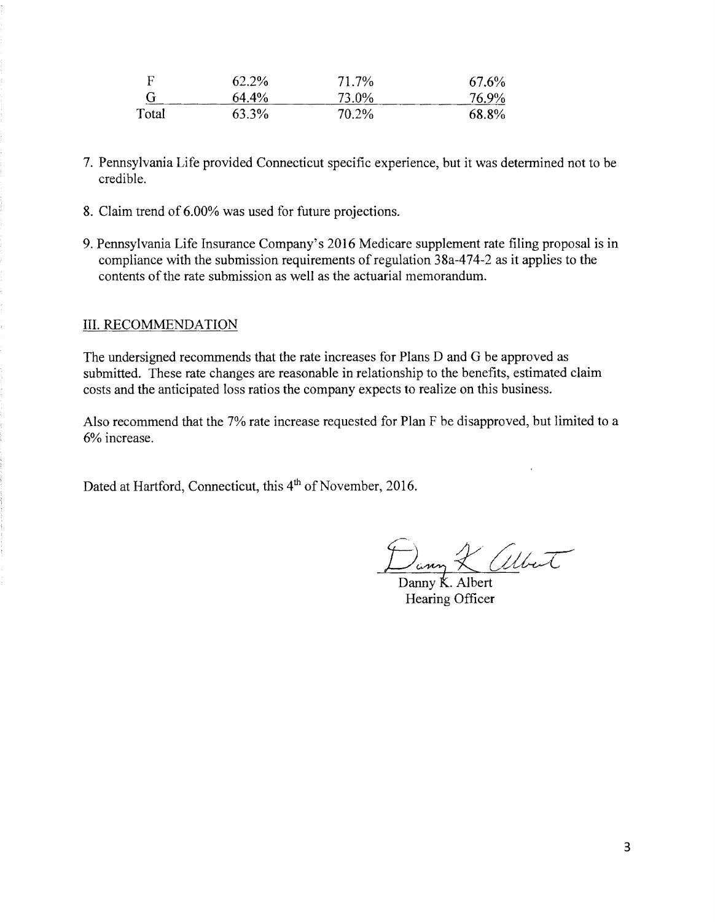| | | | |
|---|---|---|---|
| F | 62.2% | 71.7% | 67.6% |
| G | 64.4% | 73.0% | 76.9% |
| Total | 63.3% | 70.2% | 68.8% |

7. Pennsylvania Life provided Connecticut specific experience, but it was determined not to be credible.

8. Claim trend of 6.00% was used for future projections.

9. Pennsylvania Life Insurance Company's 2016 Medicare supplement rate filing proposal is in compliance with the submission requirements of regulation 38a-474-2 as it applies to the contents of the rate submission as well as the actuarial memorandum.

## III. RECOMMENDATION

The undersigned recommends that the rate increases for Plans D and G be approved as submitted. These rate changes are reasonable in relationship to the benefits, estimated claim costs and the anticipated loss ratios the company expects to realize on this business.

Also recommend that the 7% rate increase requested for Plan F be disapproved, but limited to a 6% increase.

Dated at Hartford, Connecticut, this 4th of November, 2016.

Danny K. Albert
Hearing Officer